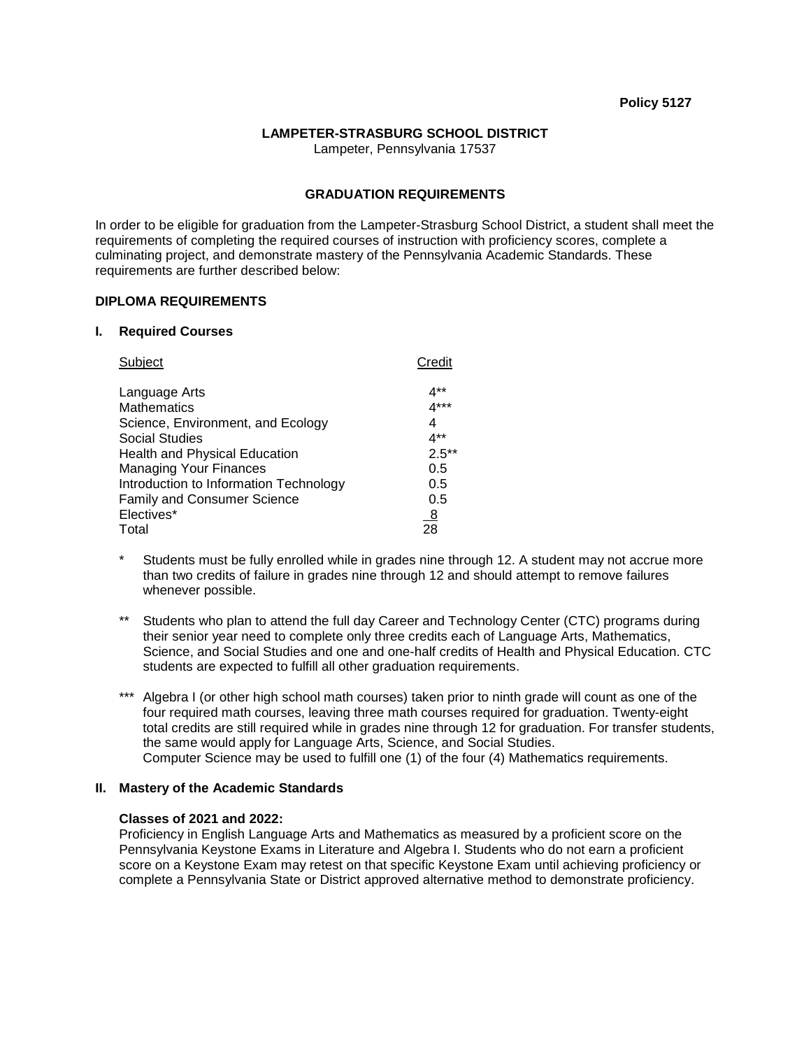**Policy 5127**

**LAMPETER-STRASBURG SCHOOL DISTRICT**
Lampeter, Pennsylvania 17537

# GRADUATION REQUIREMENTS

In order to be eligible for graduation from the Lampeter-Strasburg School District, a student shall meet the requirements of completing the required courses of instruction with proficiency scores, complete a culminating project, and demonstrate mastery of the Pennsylvania Academic Standards. These requirements are further described below:

## DIPLOMA REQUIREMENTS

### I. Required Courses

| Subject | Credit |
| --- | --- |
| Language Arts | 4** |
| Mathematics | 4*** |
| Science, Environment, and Ecology | 4 |
| Social Studies | 4** |
| Health and Physical Education | 2.5** |
| Managing Your Finances | 0.5 |
| Introduction to Information Technology | 0.5 |
| Family and Consumer Science | 0.5 |
| Electives* | 8 |
| Total | 28 |

\* Students must be fully enrolled while in grades nine through 12. A student may not accrue more than two credits of failure in grades nine through 12 and should attempt to remove failures whenever possible.

** Students who plan to attend the full day Career and Technology Center (CTC) programs during their senior year need to complete only three credits each of Language Arts, Mathematics, Science, and Social Studies and one and one-half credits of Health and Physical Education. CTC students are expected to fulfill all other graduation requirements.

*** Algebra I (or other high school math courses) taken prior to ninth grade will count as one of the four required math courses, leaving three math courses required for graduation. Twenty-eight total credits are still required while in grades nine through 12 for graduation. For transfer students, the same would apply for Language Arts, Science, and Social Studies.
Computer Science may be used to fulfill one (1) of the four (4) Mathematics requirements.

### II. Mastery of the Academic Standards

**Classes of 2021 and 2022:**
Proficiency in English Language Arts and Mathematics as measured by a proficient score on the Pennsylvania Keystone Exams in Literature and Algebra I. Students who do not earn a proficient score on a Keystone Exam may retest on that specific Keystone Exam until achieving proficiency or complete a Pennsylvania State or District approved alternative method to demonstrate proficiency.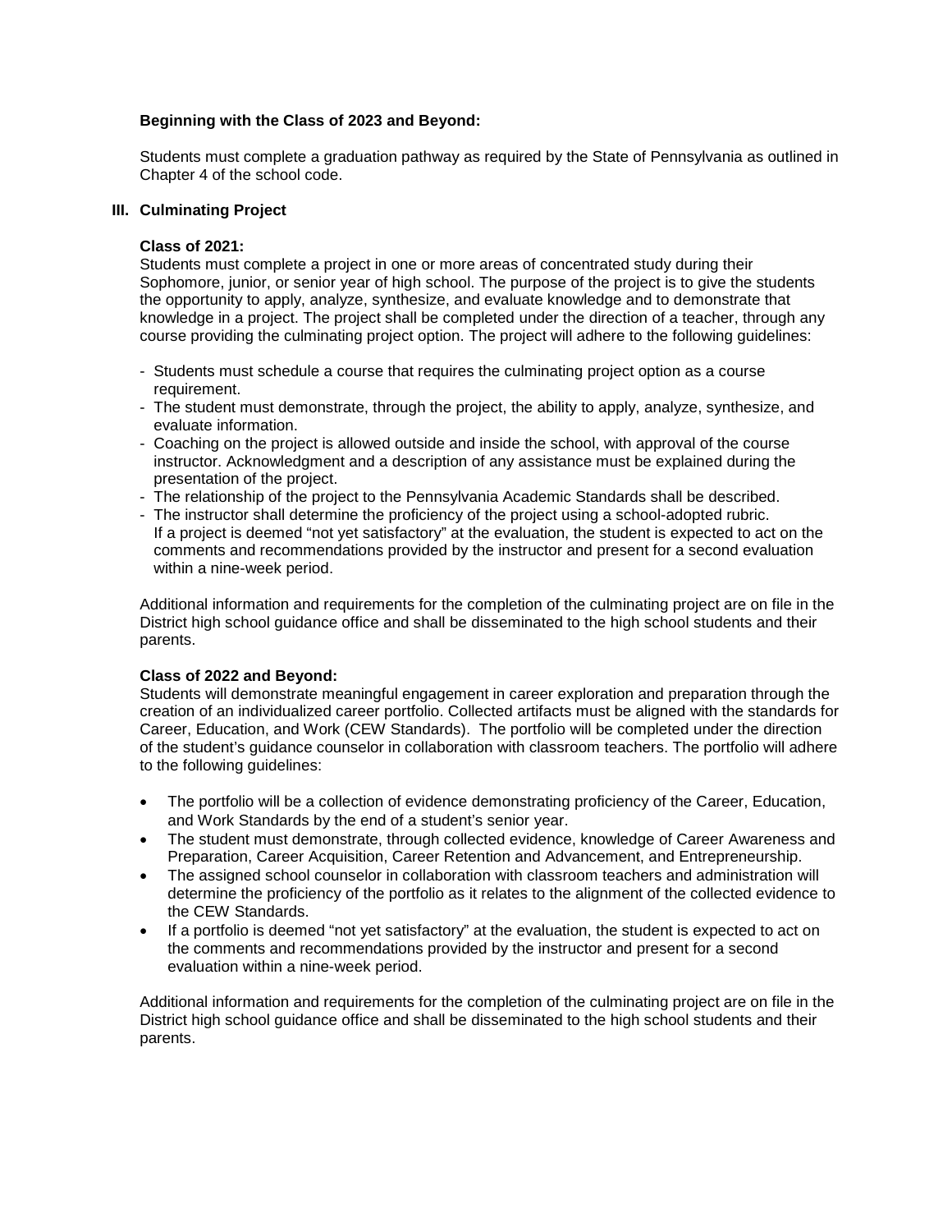**Beginning with the Class of 2023 and Beyond:**

Students must complete a graduation pathway as required by the State of Pennsylvania as outlined in Chapter 4 of the school code.

### III. Culminating Project

**Class of 2021:**

Students must complete a project in one or more areas of concentrated study during their Sophomore, junior, or senior year of high school. The purpose of the project is to give the students the opportunity to apply, analyze, synthesize, and evaluate knowledge and to demonstrate that knowledge in a project. The project shall be completed under the direction of a teacher, through any course providing the culminating project option. The project will adhere to the following guidelines:

- Students must schedule a course that requires the culminating project option as a course requirement.
- The student must demonstrate, through the project, the ability to apply, analyze, synthesize, and evaluate information.
- Coaching on the project is allowed outside and inside the school, with approval of the course instructor. Acknowledgment and a description of any assistance must be explained during the presentation of the project.
- The relationship of the project to the Pennsylvania Academic Standards shall be described.
- The instructor shall determine the proficiency of the project using a school-adopted rubric. If a project is deemed “not yet satisfactory” at the evaluation, the student is expected to act on the comments and recommendations provided by the instructor and present for a second evaluation within a nine-week period.

Additional information and requirements for the completion of the culminating project are on file in the District high school guidance office and shall be disseminated to the high school students and their parents.

**Class of 2022 and Beyond:**

Students will demonstrate meaningful engagement in career exploration and preparation through the creation of an individualized career portfolio. Collected artifacts must be aligned with the standards for Career, Education, and Work (CEW Standards). The portfolio will be completed under the direction of the student’s guidance counselor in collaboration with classroom teachers. The portfolio will adhere to the following guidelines:

- The portfolio will be a collection of evidence demonstrating proficiency of the Career, Education, and Work Standards by the end of a student’s senior year.
- The student must demonstrate, through collected evidence, knowledge of Career Awareness and Preparation, Career Acquisition, Career Retention and Advancement, and Entrepreneurship.
- The assigned school counselor in collaboration with classroom teachers and administration will determine the proficiency of the portfolio as it relates to the alignment of the collected evidence to the CEW Standards.
- If a portfolio is deemed “not yet satisfactory” at the evaluation, the student is expected to act on the comments and recommendations provided by the instructor and present for a second evaluation within a nine-week period.

Additional information and requirements for the completion of the culminating project are on file in the District high school guidance office and shall be disseminated to the high school students and their parents.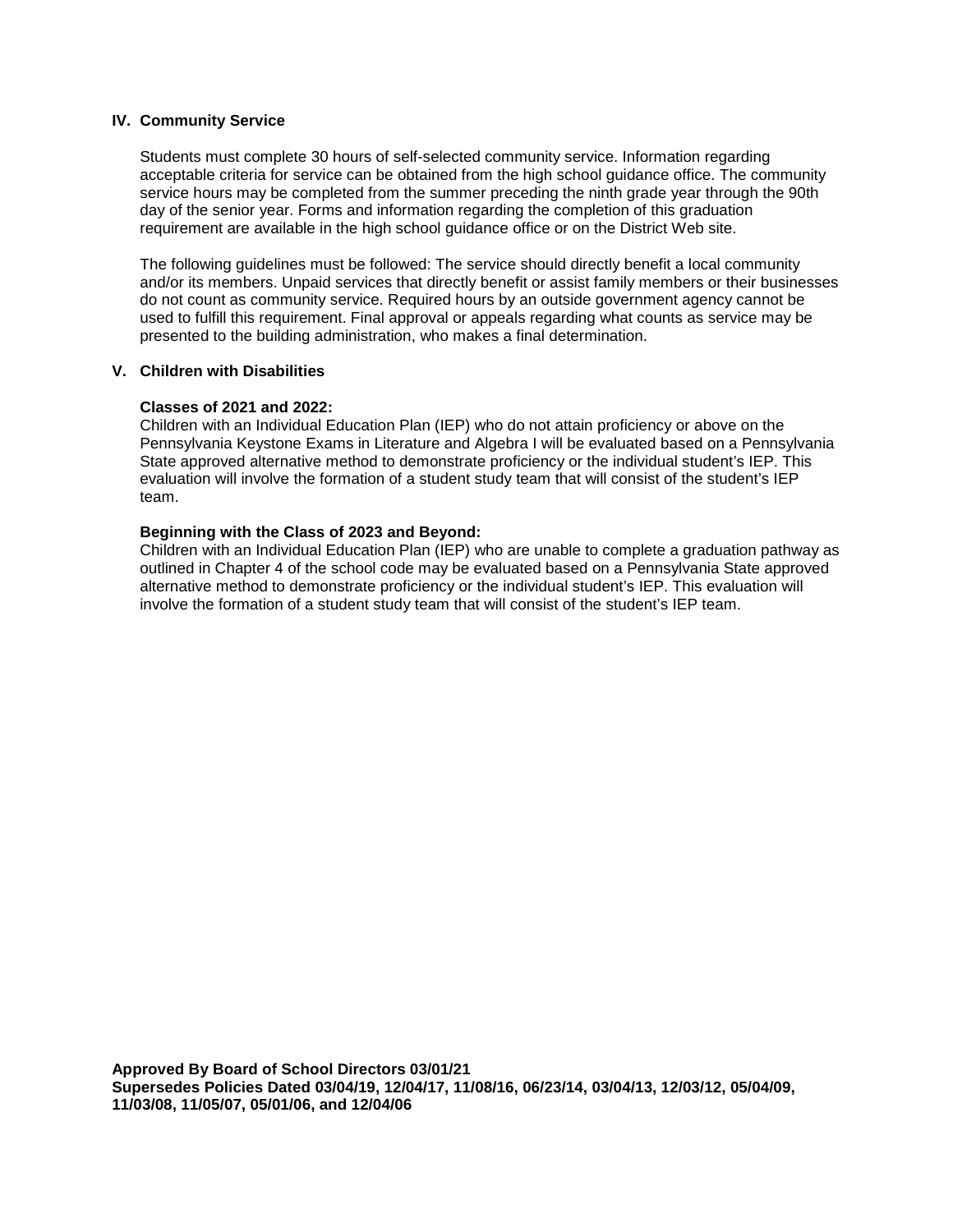## IV. Community Service

Students must complete 30 hours of self-selected community service. Information regarding acceptable criteria for service can be obtained from the high school guidance office. The community service hours may be completed from the summer preceding the ninth grade year through the 90th day of the senior year. Forms and information regarding the completion of this graduation requirement are available in the high school guidance office or on the District Web site.

The following guidelines must be followed: The service should directly benefit a local community and/or its members. Unpaid services that directly benefit or assist family members or their businesses do not count as community service. Required hours by an outside government agency cannot be used to fulfill this requirement. Final approval or appeals regarding what counts as service may be presented to the building administration, who makes a final determination.

## V. Children with Disabilities

**Classes of 2021 and 2022:**
Children with an Individual Education Plan (IEP) who do not attain proficiency or above on the Pennsylvania Keystone Exams in Literature and Algebra I will be evaluated based on a Pennsylvania State approved alternative method to demonstrate proficiency or the individual student's IEP. This evaluation will involve the formation of a student study team that will consist of the student's IEP team.

**Beginning with the Class of 2023 and Beyond:**
Children with an Individual Education Plan (IEP) who are unable to complete a graduation pathway as outlined in Chapter 4 of the school code may be evaluated based on a Pennsylvania State approved alternative method to demonstrate proficiency or the individual student's IEP. This evaluation will involve the formation of a student study team that will consist of the student's IEP team.

**Approved By Board of School Directors 03/01/21**
**Supersedes Policies Dated 03/04/19, 12/04/17, 11/08/16, 06/23/14, 03/04/13, 12/03/12, 05/04/09, 11/03/08, 11/05/07, 05/01/06, and 12/04/06**